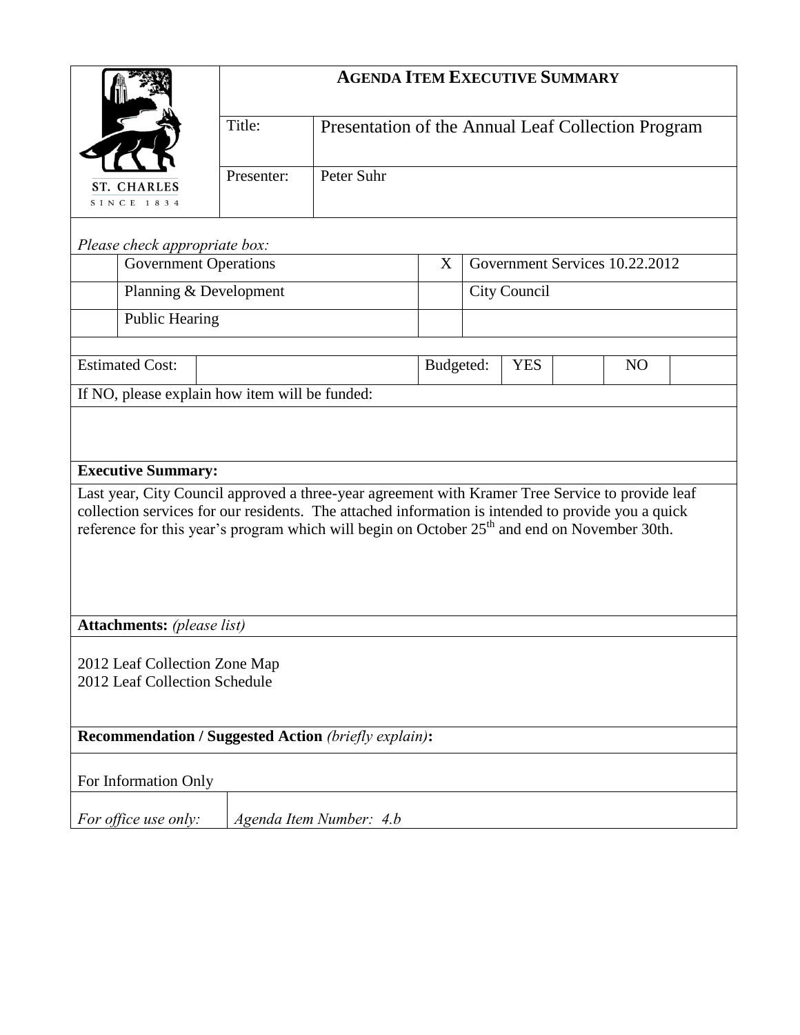ST. CHARLES
SINCE 1834

# AGENDA ITEM EXECUTIVE SUMMARY

| | |
|---|---|
| Title: | Presentation of the Annual Leaf Collection Program |
| Presenter: | Peter Suhr |

*Please check appropriate box:*

| | | | |
|---|---|---|---|
| | Government Operations | X | Government Services 10.22.2012 |
| | Planning & Development | | City Council |
| | Public Hearing | | |

| Estimated Cost: | | Budgeted: | YES | | NO | |
|---|---|---|---|---|---|---|

If NO, please explain how item will be funded:

**Executive Summary:**

Last year, City Council approved a three-year agreement with Kramer Tree Service to provide leaf collection services for our residents. The attached information is intended to provide you a quick reference for this year's program which will begin on October 25th and end on November 30th.

**Attachments:** *(please list)*

2012 Leaf Collection Zone Map
2012 Leaf Collection Schedule

**Recommendation / Suggested Action** *(briefly explain)***:**

For Information Only

| *For office use only:* | *Agenda Item Number: 4.b* |
|---|---|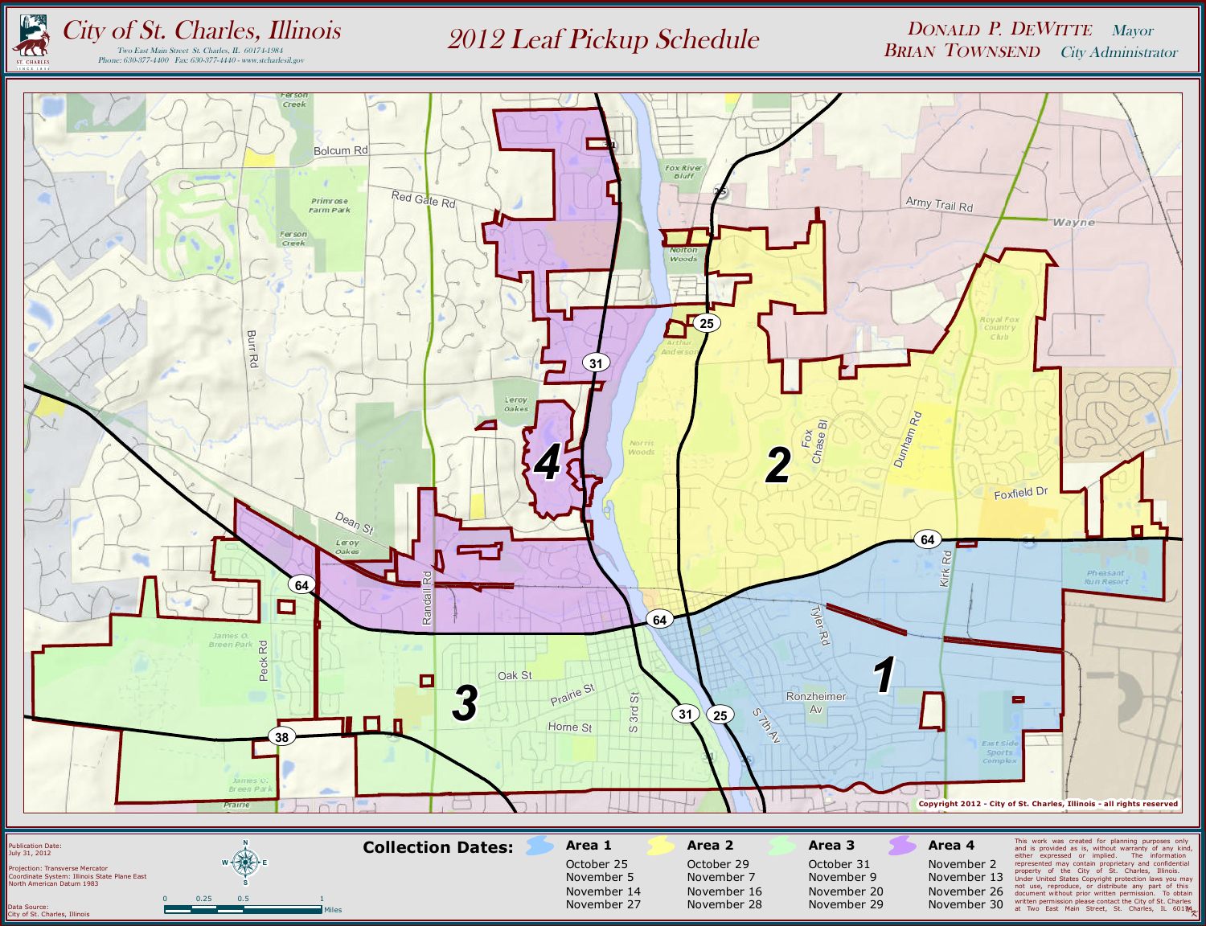# City of St. Charles, Illinois

Two East Main Street St. Charles, IL 60174-1984
Phone: 630-377-4400 Fax: 630-377-4440 - www.stcharlesil.gov

# 2012 Leaf Pickup Schedule

DONALD P. DEWITTE — Mayor
BRIAN TOWNSEND — City Administrator

Copyright 2012 - City of St. Charles, Illinois - all rights reserved

Publication Date:
July 31, 2012

Projection: Transverse Mercator
Coordinate System: Illinois State Plane East
North American Datum 1983

Data Source:
City of St. Charles, Illinois

0 0.25 0.5 1 Miles

## Collection Dates:

| Area 1 | Area 2 | Area 3 | Area 4 |
|---|---|---|---|
| October 25 | October 29 | October 31 | November 2 |
| November 5 | November 7 | November 9 | November 13 |
| November 14 | November 16 | November 20 | November 26 |
| November 27 | November 28 | November 29 | November 30 |

This work was created for planning purposes only and is provided as is, without warranty of any kind, either expressed or implied. The information represented may contain proprietary and confidential property of the City of St. Charles, Illinois. Under United States Copyright protection laws you may not use, reproduce, or distribute any part of this document without prior written permission. To obtain written permission please contact the City of St. Charles at Two East Main Street, St. Charles, IL 60174.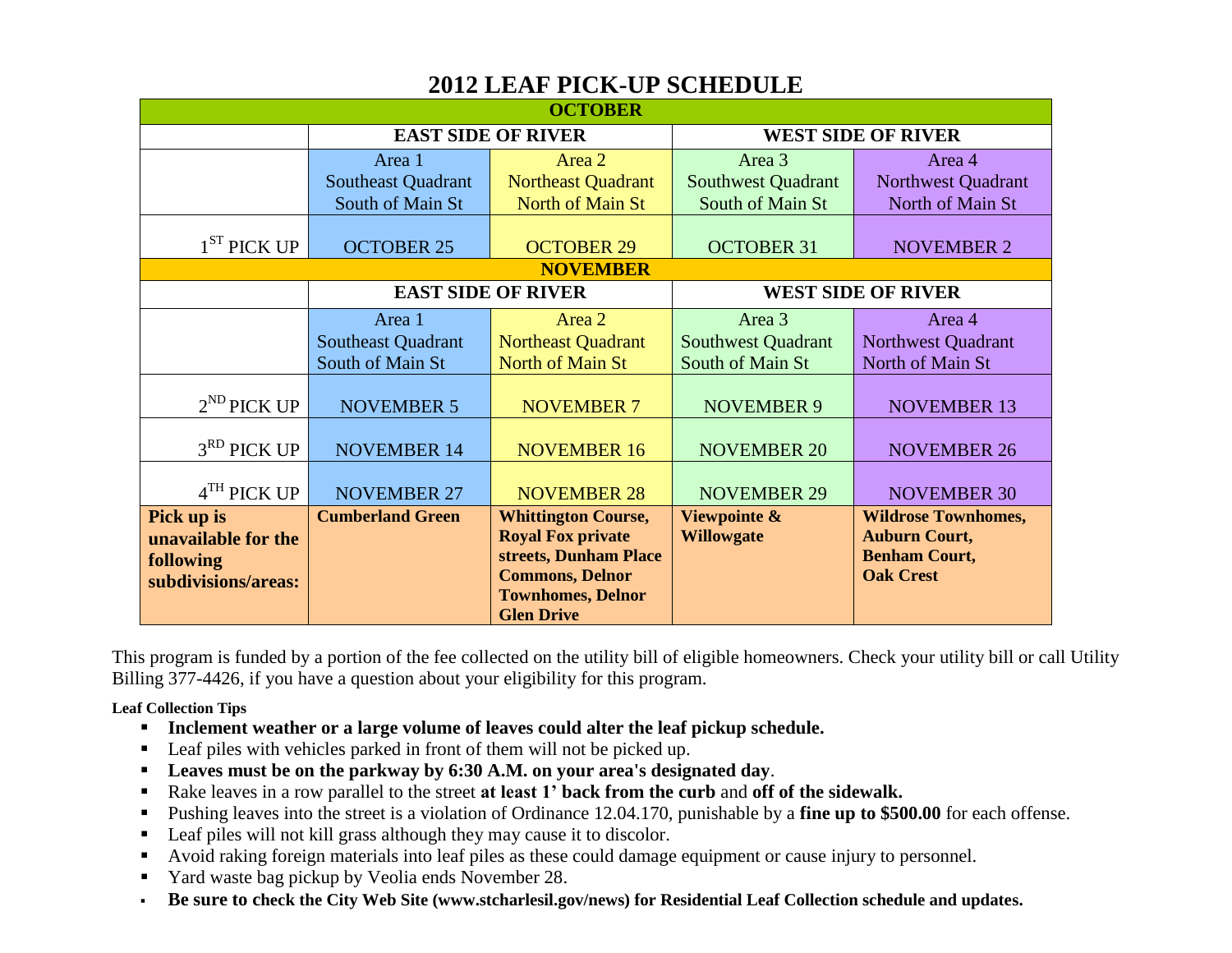# 2012 LEAF PICK-UP SCHEDULE

| | | | | |
|---|---|---|---|---|
| **OCTOBER** | | | | |
| | **EAST SIDE OF RIVER** | | **WEST SIDE OF RIVER** | |
| | Area 1 Southeast Quadrant South of Main St | Area 2 Northeast Quadrant North of Main St | Area 3 Southwest Quadrant South of Main St | Area 4 Northwest Quadrant North of Main St |
| 1ST PICK UP | OCTOBER 25 | OCTOBER 29 | OCTOBER 31 | NOVEMBER 2 |
| **NOVEMBER** | | | | |
| | **EAST SIDE OF RIVER** | | **WEST SIDE OF RIVER** | |
| | Area 1 Southeast Quadrant South of Main St | Area 2 Northeast Quadrant North of Main St | Area 3 Southwest Quadrant South of Main St | Area 4 Northwest Quadrant North of Main St |
| 2ND PICK UP | NOVEMBER 5 | NOVEMBER 7 | NOVEMBER 9 | NOVEMBER 13 |
| 3RD PICK UP | NOVEMBER 14 | NOVEMBER 16 | NOVEMBER 20 | NOVEMBER 26 |
| 4TH PICK UP | NOVEMBER 27 | NOVEMBER 28 | NOVEMBER 29 | NOVEMBER 30 |
| **Pick up is unavailable for the following subdivisions/areas:** | **Cumberland Green** | **Whittington Course, Royal Fox private streets, Dunham Place Commons, Delnor Townhomes, Delnor Glen Drive** | **Viewpointe & Willowgate** | **Wildrose Townhomes, Auburn Court, Benham Court, Oak Crest** |

This program is funded by a portion of the fee collected on the utility bill of eligible homeowners. Check your utility bill or call Utility Billing 377-4426, if you have a question about your eligibility for this program.

**Leaf Collection Tips**

- **Inclement weather or a large volume of leaves could alter the leaf pickup schedule.**
- Leaf piles with vehicles parked in front of them will not be picked up.
- **Leaves must be on the parkway by 6:30 A.M. on your area's designated day**.
- Rake leaves in a row parallel to the street **at least 1' back from the curb** and **off of the sidewalk.**
- Pushing leaves into the street is a violation of Ordinance 12.04.170, punishable by a **fine up to $500.00** for each offense.
- Leaf piles will not kill grass although they may cause it to discolor.
- Avoid raking foreign materials into leaf piles as these could damage equipment or cause injury to personnel.
- Yard waste bag pickup by Veolia ends November 28.
- **Be sure to check the City Web Site (www.stcharlesil.gov/news) for Residential Leaf Collection schedule and updates.**